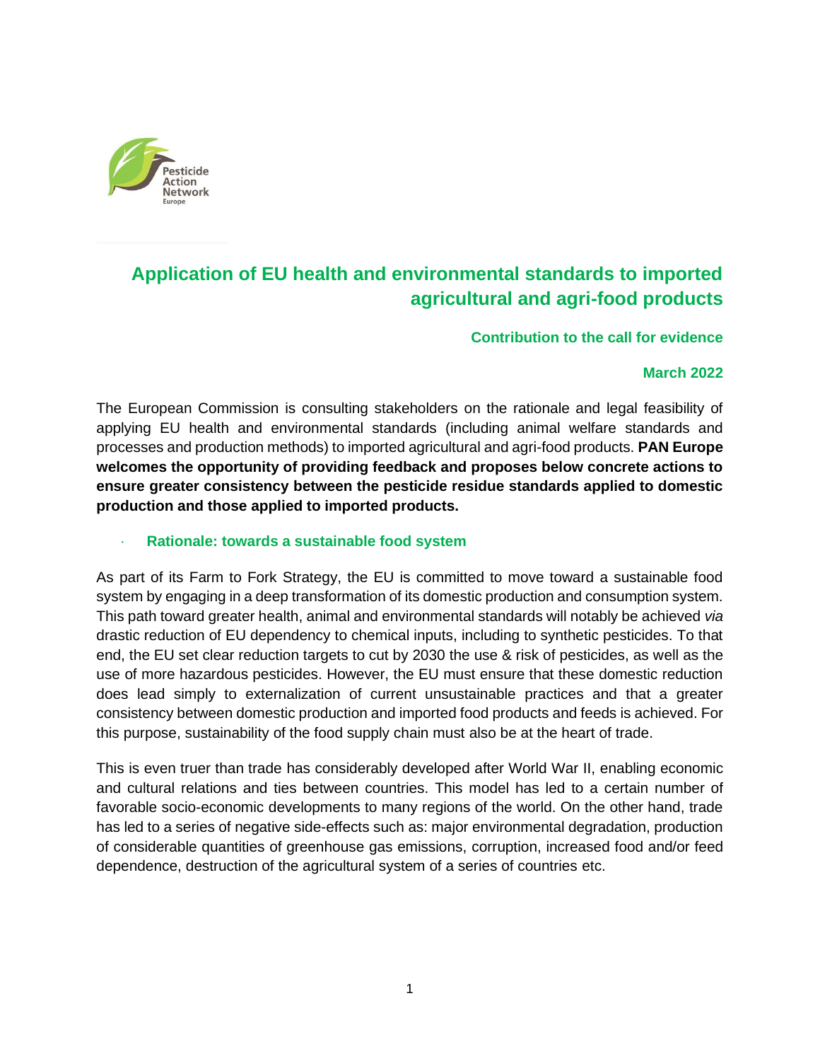# Application of EU health and environmental standards to imported agricultural and agri-food products

**Contribution to the call for evidence**

**March 2022**

The European Commission is consulting stakeholders on the rationale and legal feasibility of applying EU health and environmental standards (including animal welfare standards and processes and production methods) to imported agricultural and agri-food products. **PAN Europe welcomes the opportunity of providing feedback and proposes below concrete actions to ensure greater consistency between the pesticide residue standards applied to domestic production and those applied to imported products.**

## Rationale: towards a sustainable food system

As part of its Farm to Fork Strategy, the EU is committed to move toward a sustainable food system by engaging in a deep transformation of its domestic production and consumption system. This path toward greater health, animal and environmental standards will notably be achieved *via* drastic reduction of EU dependency to chemical inputs, including to synthetic pesticides. To that end, the EU set clear reduction targets to cut by 2030 the use & risk of pesticides, as well as the use of more hazardous pesticides. However, the EU must ensure that these domestic reduction does lead simply to externalization of current unsustainable practices and that a greater consistency between domestic production and imported food products and feeds is achieved. For this purpose, sustainability of the food supply chain must also be at the heart of trade.

This is even truer than trade has considerably developed after World War II, enabling economic and cultural relations and ties between countries. This model has led to a certain number of favorable socio-economic developments to many regions of the world. On the other hand, trade has led to a series of negative side-effects such as: major environmental degradation, production of considerable quantities of greenhouse gas emissions, corruption, increased food and/or feed dependence, destruction of the agricultural system of a series of countries etc.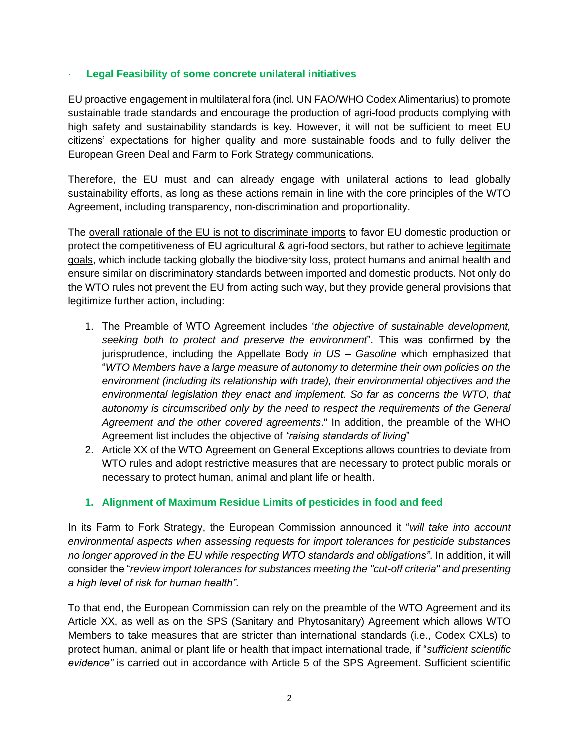### Legal Feasibility of some concrete unilateral initiatives

EU proactive engagement in multilateral fora (incl. UN FAO/WHO Codex Alimentarius) to promote sustainable trade standards and encourage the production of agri-food products complying with high safety and sustainability standards is key. However, it will not be sufficient to meet EU citizens' expectations for higher quality and more sustainable foods and to fully deliver the European Green Deal and Farm to Fork Strategy communications.

Therefore, the EU must and can already engage with unilateral actions to lead globally sustainability efforts, as long as these actions remain in line with the core principles of the WTO Agreement, including transparency, non-discrimination and proportionality.

The <u>overall rationale of the EU is not to discriminate imports</u> to favor EU domestic production or protect the competitiveness of EU agricultural & agri-food sectors, but rather to achieve <u>legitimate goals</u>, which include tacking globally the biodiversity loss, protect humans and animal health and ensure similar on discriminatory standards between imported and domestic products. Not only do the WTO rules not prevent the EU from acting such way, but they provide general provisions that legitimize further action, including:

1. The Preamble of WTO Agreement includes '*the objective of sustainable development, seeking both to protect and preserve the environment*". This was confirmed by the jurisprudence, including the Appellate Body *in US – Gasoline* which emphasized that "*WTO Members have a large measure of autonomy to determine their own policies on the environment (including its relationship with trade), their environmental objectives and the environmental legislation they enact and implement. So far as concerns the WTO, that autonomy is circumscribed only by the need to respect the requirements of the General Agreement and the other covered agreements*." In addition, the preamble of the WHO Agreement list includes the objective of *"raising standards of living*"
2. Article XX of the WTO Agreement on General Exceptions allows countries to deviate from WTO rules and adopt restrictive measures that are necessary to protect public morals or necessary to protect human, animal and plant life or health.

### 1. Alignment of Maximum Residue Limits of pesticides in food and feed

In its Farm to Fork Strategy, the European Commission announced it "*will take into account environmental aspects when assessing requests for import tolerances for pesticide substances no longer approved in the EU while respecting WTO standards and obligations"*. In addition, it will consider the "*review import tolerances for substances meeting the "cut-off criteria" and presenting a high level of risk for human health".*

To that end, the European Commission can rely on the preamble of the WTO Agreement and its Article XX, as well as on the SPS (Sanitary and Phytosanitary) Agreement which allows WTO Members to take measures that are stricter than international standards (i.e., Codex CXLs) to protect human, animal or plant life or health that impact international trade, if "*sufficient scientific evidence"* is carried out in accordance with Article 5 of the SPS Agreement. Sufficient scientific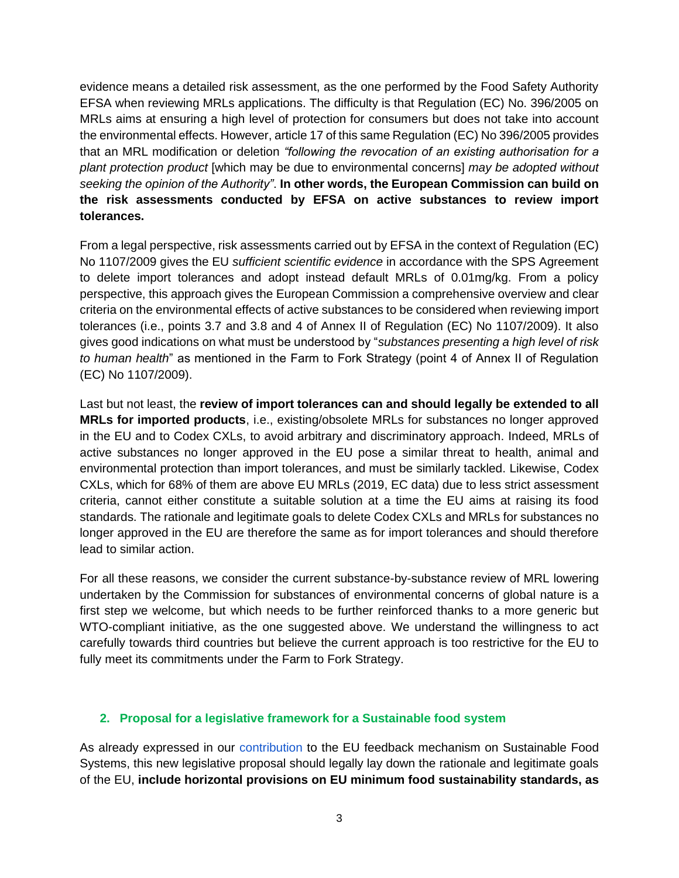evidence means a detailed risk assessment, as the one performed by the Food Safety Authority EFSA when reviewing MRLs applications. The difficulty is that Regulation (EC) No. 396/2005 on MRLs aims at ensuring a high level of protection for consumers but does not take into account the environmental effects. However, article 17 of this same Regulation (EC) No 396/2005 provides that an MRL modification or deletion *"following the revocation of an existing authorisation for a plant protection product* [which may be due to environmental concerns] *may be adopted without seeking the opinion of the Authority"*. **In other words, the European Commission can build on the risk assessments conducted by EFSA on active substances to review import tolerances.**

From a legal perspective, risk assessments carried out by EFSA in the context of Regulation (EC) No 1107/2009 gives the EU *sufficient scientific evidence* in accordance with the SPS Agreement to delete import tolerances and adopt instead default MRLs of 0.01mg/kg. From a policy perspective, this approach gives the European Commission a comprehensive overview and clear criteria on the environmental effects of active substances to be considered when reviewing import tolerances (i.e., points 3.7 and 3.8 and 4 of Annex II of Regulation (EC) No 1107/2009). It also gives good indications on what must be understood by "*substances presenting a high level of risk to human health*" as mentioned in the Farm to Fork Strategy (point 4 of Annex II of Regulation (EC) No 1107/2009).

Last but not least, the **review of import tolerances can and should legally be extended to all MRLs for imported products**, i.e., existing/obsolete MRLs for substances no longer approved in the EU and to Codex CXLs, to avoid arbitrary and discriminatory approach. Indeed, MRLs of active substances no longer approved in the EU pose a similar threat to health, animal and environmental protection than import tolerances, and must be similarly tackled. Likewise, Codex CXLs, which for 68% of them are above EU MRLs (2019, EC data) due to less strict assessment criteria, cannot either constitute a suitable solution at a time the EU aims at raising its food standards. The rationale and legitimate goals to delete Codex CXLs and MRLs for substances no longer approved in the EU are therefore the same as for import tolerances and should therefore lead to similar action.

For all these reasons, we consider the current substance-by-substance review of MRL lowering undertaken by the Commission for substances of environmental concerns of global nature is a first step we welcome, but which needs to be further reinforced thanks to a more generic but WTO-compliant initiative, as the one suggested above. We understand the willingness to act carefully towards third countries but believe the current approach is too restrictive for the EU to fully meet its commitments under the Farm to Fork Strategy.

## 2. Proposal for a legislative framework for a Sustainable food system

As already expressed in our contribution to the EU feedback mechanism on Sustainable Food Systems, this new legislative proposal should legally lay down the rationale and legitimate goals of the EU, **include horizontal provisions on EU minimum food sustainability standards, as**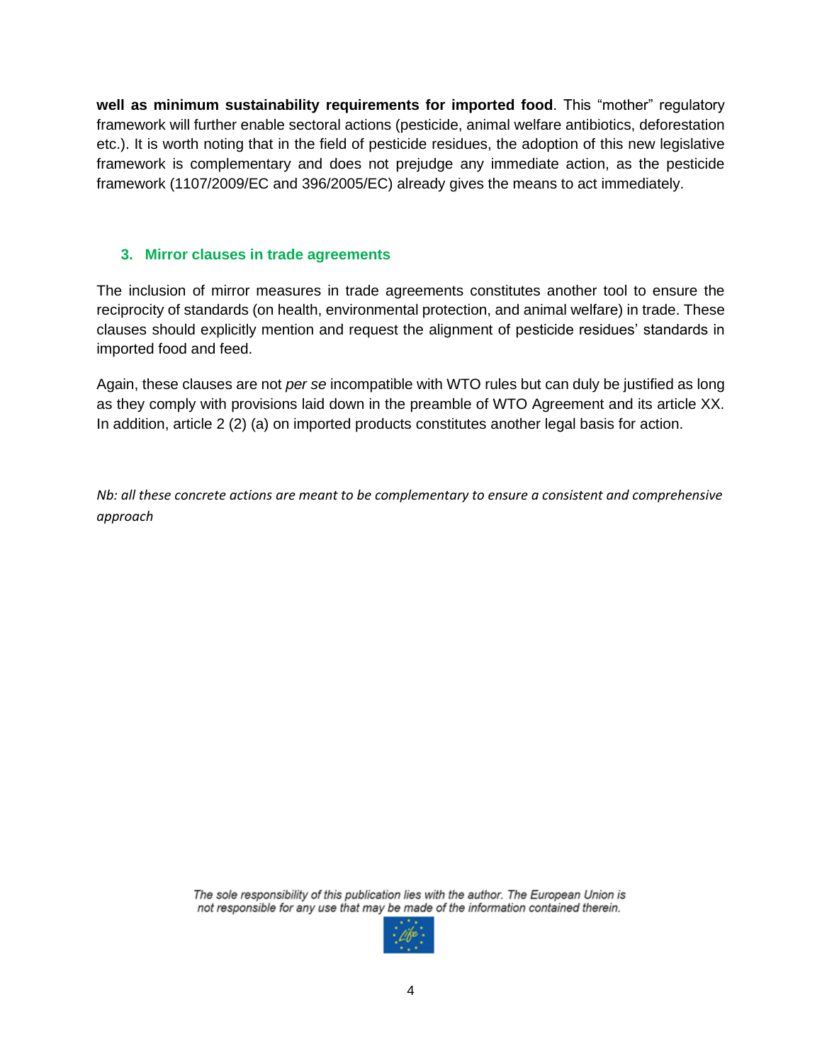**well as minimum sustainability requirements for imported food**. This "mother" regulatory framework will further enable sectoral actions (pesticide, animal welfare antibiotics, deforestation etc.). It is worth noting that in the field of pesticide residues, the adoption of this new legislative framework is complementary and does not prejudge any immediate action, as the pesticide framework (1107/2009/EC and 396/2005/EC) already gives the means to act immediately.

### 3. Mirror clauses in trade agreements

The inclusion of mirror measures in trade agreements constitutes another tool to ensure the reciprocity of standards (on health, environmental protection, and animal welfare) in trade. These clauses should explicitly mention and request the alignment of pesticide residues' standards in imported food and feed.

Again, these clauses are not *per se* incompatible with WTO rules but can duly be justified as long as they comply with provisions laid down in the preamble of WTO Agreement and its article XX. In addition, article 2 (2) (a) on imported products constitutes another legal basis for action.

*Nb: all these concrete actions are meant to be complementary to ensure a consistent and comprehensive approach*

*The sole responsibility of this publication lies with the author. The European Union is not responsible for any use that may be made of the information contained therein.*